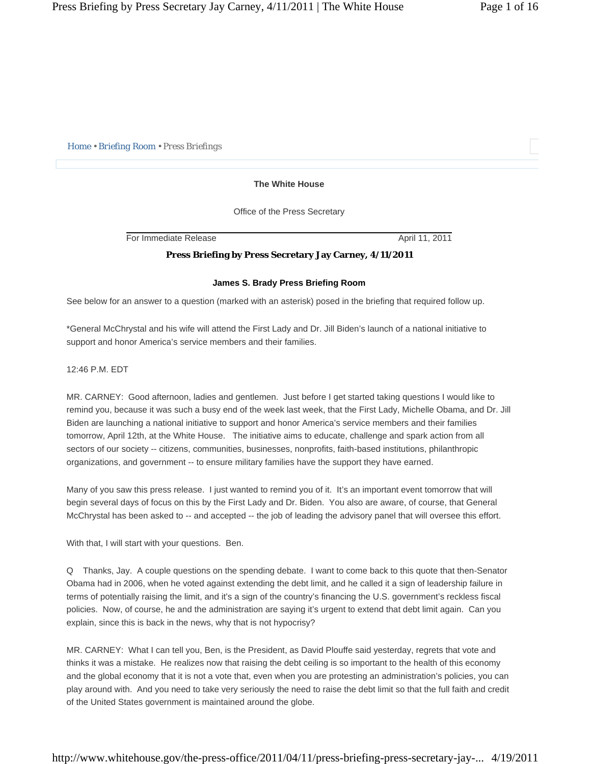Home • Briefing Room • Press Briefings

**The White House**

Office of the Press Secretary

For Immediate Release April 11, 2011

# Press Briefing by Press Secretary Jay Carney, 4/11/2011

**James S. Brady Press Briefing Room**

See below for an answer to a question (marked with an asterisk) posed in the briefing that required follow up.

*General McChrystal and his wife will attend the First Lady and Dr. Jill Biden's launch of a national initiative to support and honor America's service members and their families.

12:46 P.M. EDT

MR. CARNEY: Good afternoon, ladies and gentlemen. Just before I get started taking questions I would like to remind you, because it was such a busy end of the week last week, that the First Lady, Michelle Obama, and Dr. Jill Biden are launching a national initiative to support and honor America's service members and their families tomorrow, April 12th, at the White House. The initiative aims to educate, challenge and spark action from all sectors of our society -- citizens, communities, businesses, nonprofits, faith-based institutions, philanthropic organizations, and government -- to ensure military families have the support they have earned.

Many of you saw this press release. I just wanted to remind you of it. It's an important event tomorrow that will begin several days of focus on this by the First Lady and Dr. Biden. You also are aware, of course, that General McChrystal has been asked to -- and accepted -- the job of leading the advisory panel that will oversee this effort.

With that, I will start with your questions. Ben.

Q Thanks, Jay. A couple questions on the spending debate. I want to come back to this quote that then-Senator Obama had in 2006, when he voted against extending the debt limit, and he called it a sign of leadership failure in terms of potentially raising the limit, and it's a sign of the country's financing the U.S. government's reckless fiscal policies. Now, of course, he and the administration are saying it's urgent to extend that debt limit again. Can you explain, since this is back in the news, why that is not hypocrisy?

MR. CARNEY: What I can tell you, Ben, is the President, as David Plouffe said yesterday, regrets that vote and thinks it was a mistake. He realizes now that raising the debt ceiling is so important to the health of this economy and the global economy that it is not a vote that, even when you are protesting an administration's policies, you can play around with. And you need to take very seriously the need to raise the debt limit so that the full faith and credit of the United States government is maintained around the globe.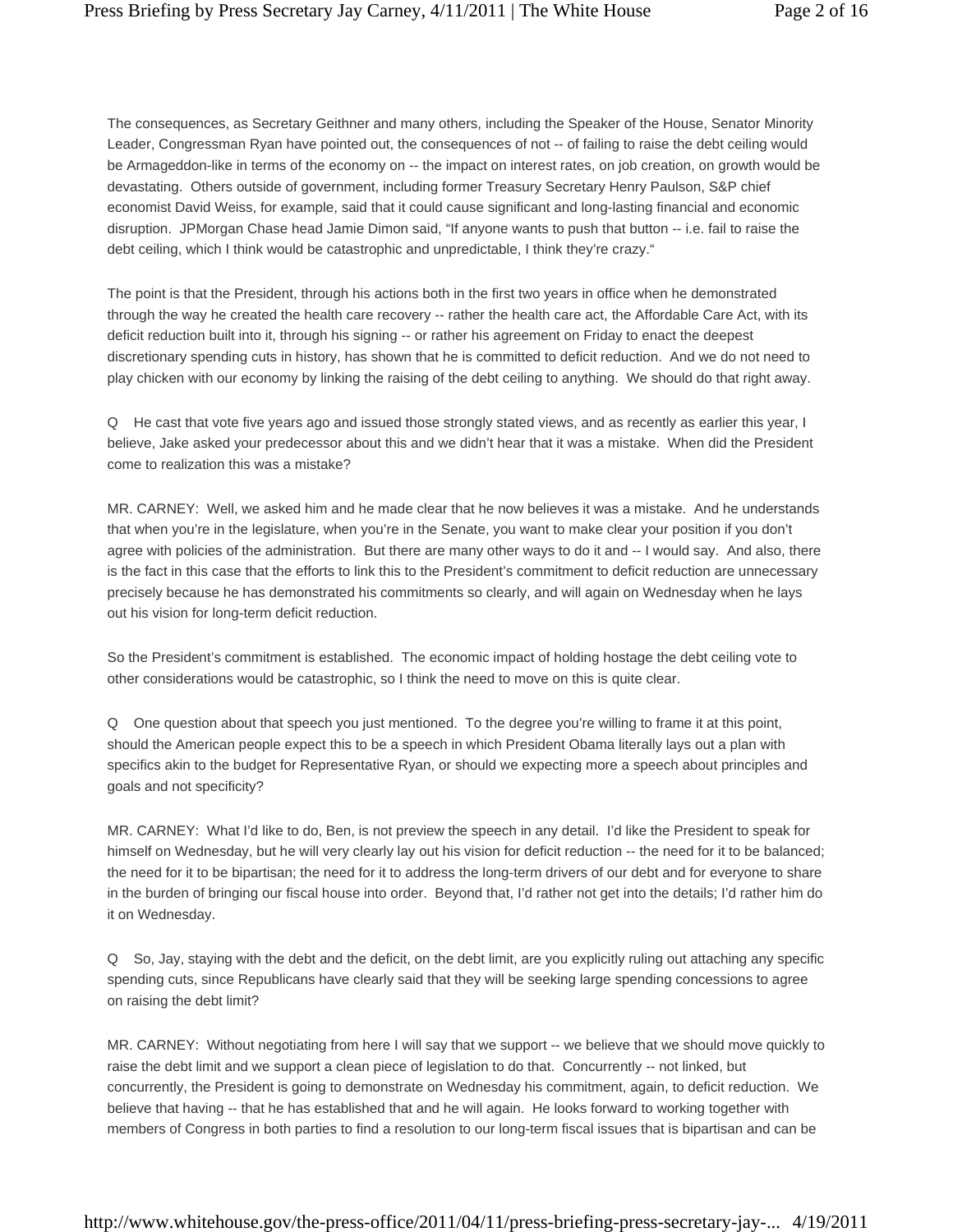The consequences, as Secretary Geithner and many others, including the Speaker of the House, Senator Minority Leader, Congressman Ryan have pointed out, the consequences of not -- of failing to raise the debt ceiling would be Armageddon-like in terms of the economy on -- the impact on interest rates, on job creation, on growth would be devastating. Others outside of government, including former Treasury Secretary Henry Paulson, S&P chief economist David Weiss, for example, said that it could cause significant and long-lasting financial and economic disruption. JPMorgan Chase head Jamie Dimon said, "If anyone wants to push that button -- i.e. fail to raise the debt ceiling, which I think would be catastrophic and unpredictable, I think they're crazy."

The point is that the President, through his actions both in the first two years in office when he demonstrated through the way he created the health care recovery -- rather the health care act, the Affordable Care Act, with its deficit reduction built into it, through his signing -- or rather his agreement on Friday to enact the deepest discretionary spending cuts in history, has shown that he is committed to deficit reduction. And we do not need to play chicken with our economy by linking the raising of the debt ceiling to anything. We should do that right away.

Q He cast that vote five years ago and issued those strongly stated views, and as recently as earlier this year, I believe, Jake asked your predecessor about this and we didn't hear that it was a mistake. When did the President come to realization this was a mistake?

MR. CARNEY: Well, we asked him and he made clear that he now believes it was a mistake. And he understands that when you're in the legislature, when you're in the Senate, you want to make clear your position if you don't agree with policies of the administration. But there are many other ways to do it and -- I would say. And also, there is the fact in this case that the efforts to link this to the President's commitment to deficit reduction are unnecessary precisely because he has demonstrated his commitments so clearly, and will again on Wednesday when he lays out his vision for long-term deficit reduction.

So the President's commitment is established. The economic impact of holding hostage the debt ceiling vote to other considerations would be catastrophic, so I think the need to move on this is quite clear.

Q One question about that speech you just mentioned. To the degree you're willing to frame it at this point, should the American people expect this to be a speech in which President Obama literally lays out a plan with specifics akin to the budget for Representative Ryan, or should we expecting more a speech about principles and goals and not specificity?

MR. CARNEY: What I'd like to do, Ben, is not preview the speech in any detail. I'd like the President to speak for himself on Wednesday, but he will very clearly lay out his vision for deficit reduction -- the need for it to be balanced; the need for it to be bipartisan; the need for it to address the long-term drivers of our debt and for everyone to share in the burden of bringing our fiscal house into order. Beyond that, I'd rather not get into the details; I'd rather him do it on Wednesday.

Q So, Jay, staying with the debt and the deficit, on the debt limit, are you explicitly ruling out attaching any specific spending cuts, since Republicans have clearly said that they will be seeking large spending concessions to agree on raising the debt limit?

MR. CARNEY: Without negotiating from here I will say that we support -- we believe that we should move quickly to raise the debt limit and we support a clean piece of legislation to do that. Concurrently -- not linked, but concurrently, the President is going to demonstrate on Wednesday his commitment, again, to deficit reduction. We believe that having -- that he has established that and he will again. He looks forward to working together with members of Congress in both parties to find a resolution to our long-term fiscal issues that is bipartisan and can be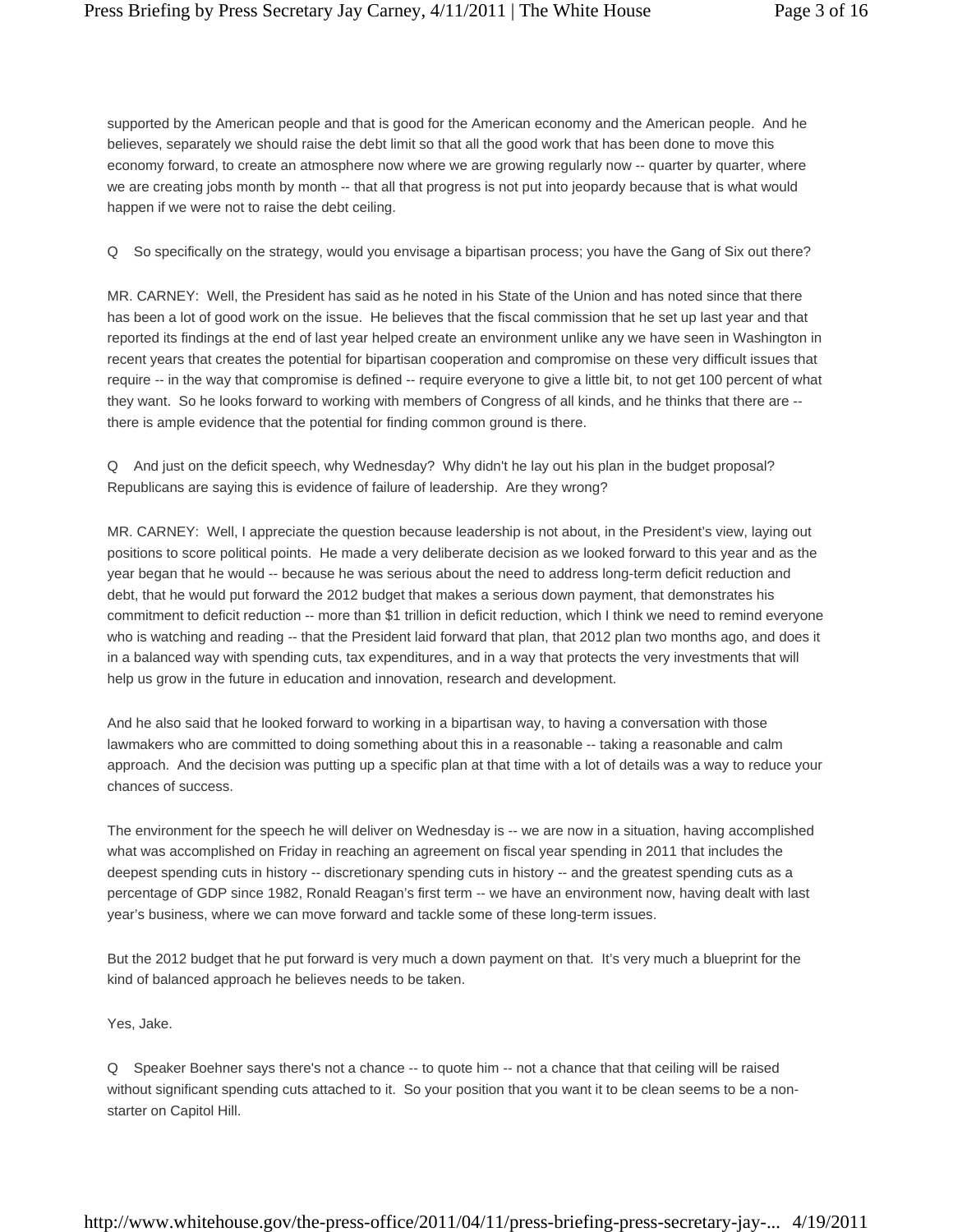supported by the American people and that is good for the American economy and the American people. And he believes, separately we should raise the debt limit so that all the good work that has been done to move this economy forward, to create an atmosphere now where we are growing regularly now -- quarter by quarter, where we are creating jobs month by month -- that all that progress is not put into jeopardy because that is what would happen if we were not to raise the debt ceiling.

Q So specifically on the strategy, would you envisage a bipartisan process; you have the Gang of Six out there?

MR. CARNEY: Well, the President has said as he noted in his State of the Union and has noted since that there has been a lot of good work on the issue. He believes that the fiscal commission that he set up last year and that reported its findings at the end of last year helped create an environment unlike any we have seen in Washington in recent years that creates the potential for bipartisan cooperation and compromise on these very difficult issues that require -- in the way that compromise is defined -- require everyone to give a little bit, to not get 100 percent of what they want. So he looks forward to working with members of Congress of all kinds, and he thinks that there are -- there is ample evidence that the potential for finding common ground is there.

Q And just on the deficit speech, why Wednesday? Why didn't he lay out his plan in the budget proposal? Republicans are saying this is evidence of failure of leadership. Are they wrong?

MR. CARNEY: Well, I appreciate the question because leadership is not about, in the President's view, laying out positions to score political points. He made a very deliberate decision as we looked forward to this year and as the year began that he would -- because he was serious about the need to address long-term deficit reduction and debt, that he would put forward the 2012 budget that makes a serious down payment, that demonstrates his commitment to deficit reduction -- more than $1 trillion in deficit reduction, which I think we need to remind everyone who is watching and reading -- that the President laid forward that plan, that 2012 plan two months ago, and does it in a balanced way with spending cuts, tax expenditures, and in a way that protects the very investments that will help us grow in the future in education and innovation, research and development.

And he also said that he looked forward to working in a bipartisan way, to having a conversation with those lawmakers who are committed to doing something about this in a reasonable -- taking a reasonable and calm approach. And the decision was putting up a specific plan at that time with a lot of details was a way to reduce your chances of success.

The environment for the speech he will deliver on Wednesday is -- we are now in a situation, having accomplished what was accomplished on Friday in reaching an agreement on fiscal year spending in 2011 that includes the deepest spending cuts in history -- discretionary spending cuts in history -- and the greatest spending cuts as a percentage of GDP since 1982, Ronald Reagan's first term -- we have an environment now, having dealt with last year's business, where we can move forward and tackle some of these long-term issues.

But the 2012 budget that he put forward is very much a down payment on that. It's very much a blueprint for the kind of balanced approach he believes needs to be taken.

Yes, Jake.

Q Speaker Boehner says there's not a chance -- to quote him -- not a chance that that ceiling will be raised without significant spending cuts attached to it. So your position that you want it to be clean seems to be a non-starter on Capitol Hill.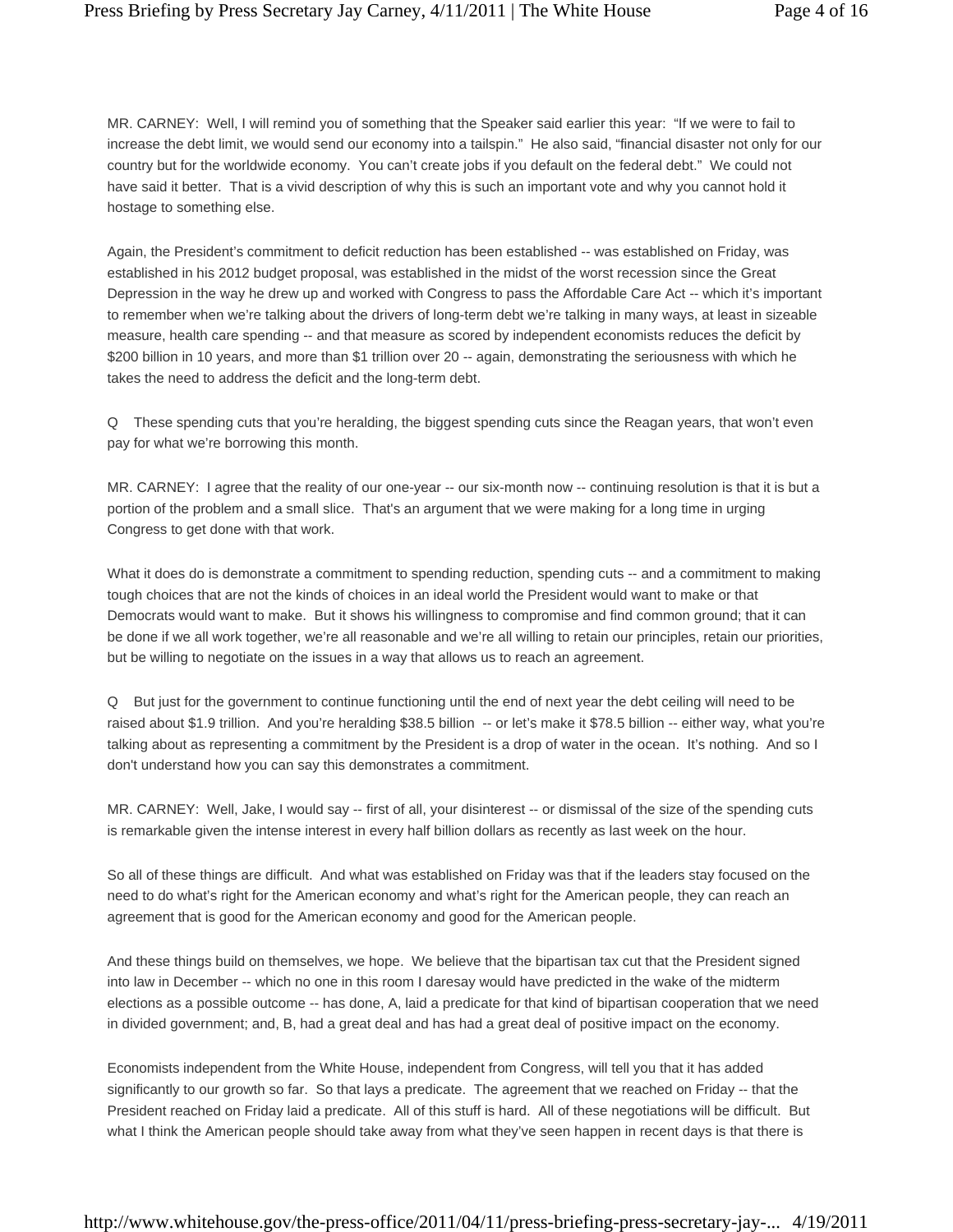MR. CARNEY: Well, I will remind you of something that the Speaker said earlier this year: "If we were to fail to increase the debt limit, we would send our economy into a tailspin." He also said, "financial disaster not only for our country but for the worldwide economy. You can't create jobs if you default on the federal debt." We could not have said it better. That is a vivid description of why this is such an important vote and why you cannot hold it hostage to something else.

Again, the President's commitment to deficit reduction has been established -- was established on Friday, was established in his 2012 budget proposal, was established in the midst of the worst recession since the Great Depression in the way he drew up and worked with Congress to pass the Affordable Care Act -- which it's important to remember when we're talking about the drivers of long-term debt we're talking in many ways, at least in sizeable measure, health care spending -- and that measure as scored by independent economists reduces the deficit by $200 billion in 10 years, and more than $1 trillion over 20 -- again, demonstrating the seriousness with which he takes the need to address the deficit and the long-term debt.

Q These spending cuts that you're heralding, the biggest spending cuts since the Reagan years, that won't even pay for what we're borrowing this month.

MR. CARNEY: I agree that the reality of our one-year -- our six-month now -- continuing resolution is that it is but a portion of the problem and a small slice. That's an argument that we were making for a long time in urging Congress to get done with that work.

What it does do is demonstrate a commitment to spending reduction, spending cuts -- and a commitment to making tough choices that are not the kinds of choices in an ideal world the President would want to make or that Democrats would want to make. But it shows his willingness to compromise and find common ground; that it can be done if we all work together, we're all reasonable and we're all willing to retain our principles, retain our priorities, but be willing to negotiate on the issues in a way that allows us to reach an agreement.

Q But just for the government to continue functioning until the end of next year the debt ceiling will need to be raised about $1.9 trillion. And you're heralding $38.5 billion -- or let's make it $78.5 billion -- either way, what you're talking about as representing a commitment by the President is a drop of water in the ocean. It's nothing. And so I don't understand how you can say this demonstrates a commitment.

MR. CARNEY: Well, Jake, I would say -- first of all, your disinterest -- or dismissal of the size of the spending cuts is remarkable given the intense interest in every half billion dollars as recently as last week on the hour.

So all of these things are difficult. And what was established on Friday was that if the leaders stay focused on the need to do what's right for the American economy and what's right for the American people, they can reach an agreement that is good for the American economy and good for the American people.

And these things build on themselves, we hope. We believe that the bipartisan tax cut that the President signed into law in December -- which no one in this room I daresay would have predicted in the wake of the midterm elections as a possible outcome -- has done, A, laid a predicate for that kind of bipartisan cooperation that we need in divided government; and, B, had a great deal and has had a great deal of positive impact on the economy.

Economists independent from the White House, independent from Congress, will tell you that it has added significantly to our growth so far. So that lays a predicate. The agreement that we reached on Friday -- that the President reached on Friday laid a predicate. All of this stuff is hard. All of these negotiations will be difficult. But what I think the American people should take away from what they've seen happen in recent days is that there is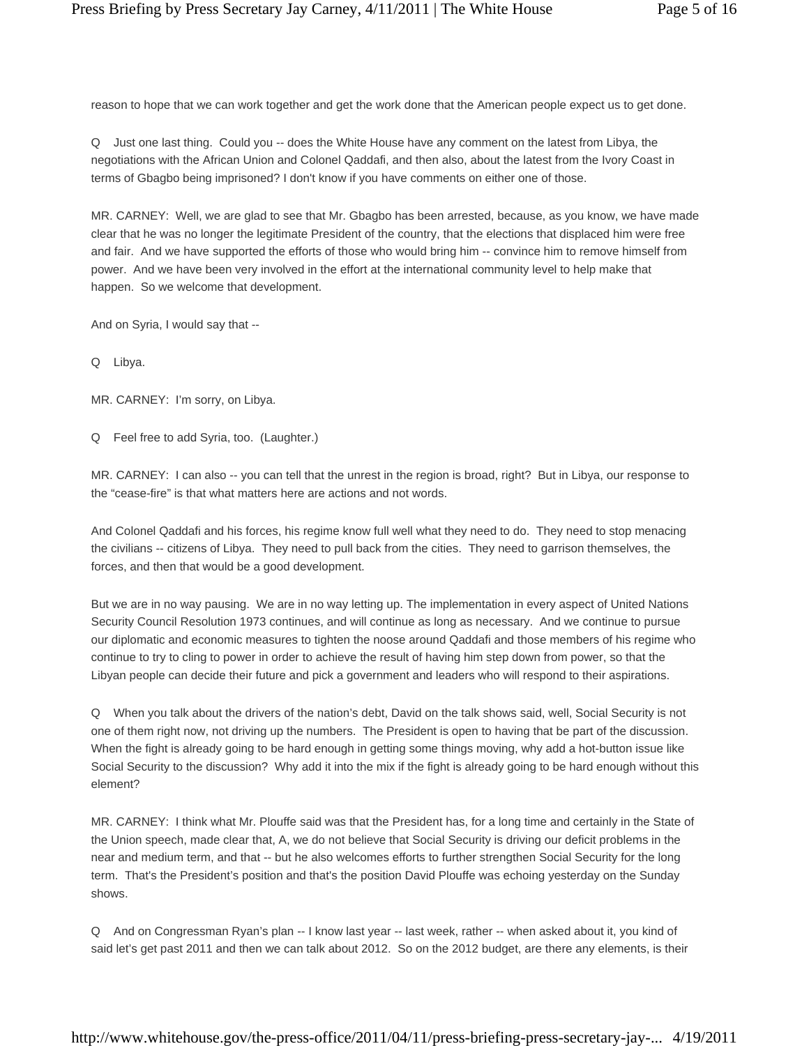reason to hope that we can work together and get the work done that the American people expect us to get done.

Q Just one last thing. Could you -- does the White House have any comment on the latest from Libya, the negotiations with the African Union and Colonel Qaddafi, and then also, about the latest from the Ivory Coast in terms of Gbagbo being imprisoned? I don't know if you have comments on either one of those.

MR. CARNEY: Well, we are glad to see that Mr. Gbagbo has been arrested, because, as you know, we have made clear that he was no longer the legitimate President of the country, that the elections that displaced him were free and fair. And we have supported the efforts of those who would bring him -- convince him to remove himself from power. And we have been very involved in the effort at the international community level to help make that happen. So we welcome that development.

And on Syria, I would say that --

Q Libya.

MR. CARNEY: I'm sorry, on Libya.

Q Feel free to add Syria, too. (Laughter.)

MR. CARNEY: I can also -- you can tell that the unrest in the region is broad, right? But in Libya, our response to the "cease-fire" is that what matters here are actions and not words.

And Colonel Qaddafi and his forces, his regime know full well what they need to do. They need to stop menacing the civilians -- citizens of Libya. They need to pull back from the cities. They need to garrison themselves, the forces, and then that would be a good development.

But we are in no way pausing. We are in no way letting up. The implementation in every aspect of United Nations Security Council Resolution 1973 continues, and will continue as long as necessary. And we continue to pursue our diplomatic and economic measures to tighten the noose around Qaddafi and those members of his regime who continue to try to cling to power in order to achieve the result of having him step down from power, so that the Libyan people can decide their future and pick a government and leaders who will respond to their aspirations.

Q When you talk about the drivers of the nation's debt, David on the talk shows said, well, Social Security is not one of them right now, not driving up the numbers. The President is open to having that be part of the discussion. When the fight is already going to be hard enough in getting some things moving, why add a hot-button issue like Social Security to the discussion? Why add it into the mix if the fight is already going to be hard enough without this element?

MR. CARNEY: I think what Mr. Plouffe said was that the President has, for a long time and certainly in the State of the Union speech, made clear that, A, we do not believe that Social Security is driving our deficit problems in the near and medium term, and that -- but he also welcomes efforts to further strengthen Social Security for the long term. That's the President's position and that's the position David Plouffe was echoing yesterday on the Sunday shows.

Q And on Congressman Ryan's plan -- I know last year -- last week, rather -- when asked about it, you kind of said let's get past 2011 and then we can talk about 2012. So on the 2012 budget, are there any elements, is their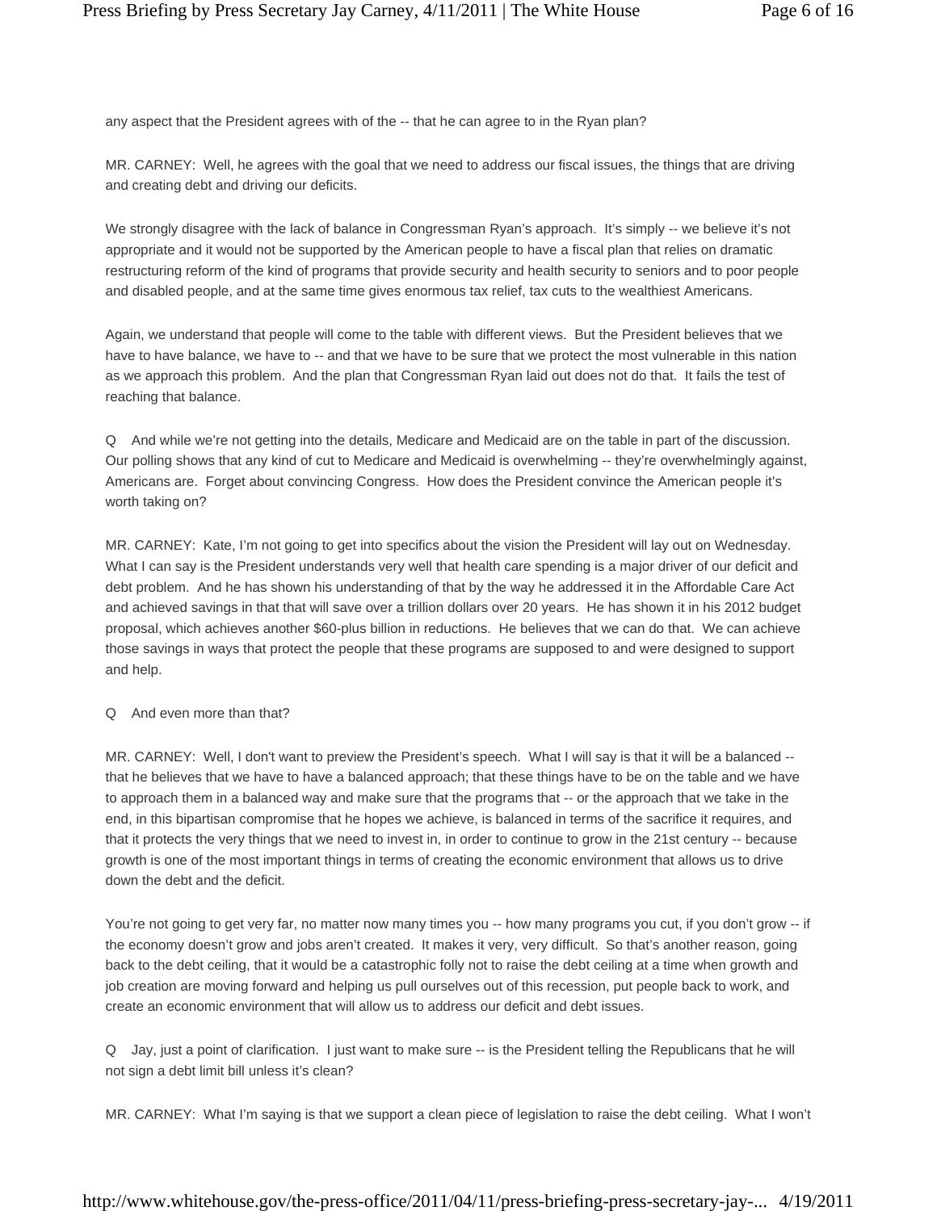any aspect that the President agrees with of the -- that he can agree to in the Ryan plan?

MR. CARNEY: Well, he agrees with the goal that we need to address our fiscal issues, the things that are driving and creating debt and driving our deficits.

We strongly disagree with the lack of balance in Congressman Ryan's approach. It's simply -- we believe it's not appropriate and it would not be supported by the American people to have a fiscal plan that relies on dramatic restructuring reform of the kind of programs that provide security and health security to seniors and to poor people and disabled people, and at the same time gives enormous tax relief, tax cuts to the wealthiest Americans.

Again, we understand that people will come to the table with different views. But the President believes that we have to have balance, we have to -- and that we have to be sure that we protect the most vulnerable in this nation as we approach this problem. And the plan that Congressman Ryan laid out does not do that. It fails the test of reaching that balance.

Q And while we're not getting into the details, Medicare and Medicaid are on the table in part of the discussion. Our polling shows that any kind of cut to Medicare and Medicaid is overwhelming -- they're overwhelmingly against, Americans are. Forget about convincing Congress. How does the President convince the American people it's worth taking on?

MR. CARNEY: Kate, I'm not going to get into specifics about the vision the President will lay out on Wednesday. What I can say is the President understands very well that health care spending is a major driver of our deficit and debt problem. And he has shown his understanding of that by the way he addressed it in the Affordable Care Act and achieved savings in that that will save over a trillion dollars over 20 years. He has shown it in his 2012 budget proposal, which achieves another $60-plus billion in reductions. He believes that we can do that. We can achieve those savings in ways that protect the people that these programs are supposed to and were designed to support and help.

Q And even more than that?

MR. CARNEY: Well, I don't want to preview the President's speech. What I will say is that it will be a balanced -- that he believes that we have to have a balanced approach; that these things have to be on the table and we have to approach them in a balanced way and make sure that the programs that -- or the approach that we take in the end, in this bipartisan compromise that he hopes we achieve, is balanced in terms of the sacrifice it requires, and that it protects the very things that we need to invest in, in order to continue to grow in the 21st century -- because growth is one of the most important things in terms of creating the economic environment that allows us to drive down the debt and the deficit.

You're not going to get very far, no matter now many times you -- how many programs you cut, if you don't grow -- if the economy doesn't grow and jobs aren't created. It makes it very, very difficult. So that's another reason, going back to the debt ceiling, that it would be a catastrophic folly not to raise the debt ceiling at a time when growth and job creation are moving forward and helping us pull ourselves out of this recession, put people back to work, and create an economic environment that will allow us to address our deficit and debt issues.

Q Jay, just a point of clarification. I just want to make sure -- is the President telling the Republicans that he will not sign a debt limit bill unless it's clean?

MR. CARNEY: What I'm saying is that we support a clean piece of legislation to raise the debt ceiling. What I won't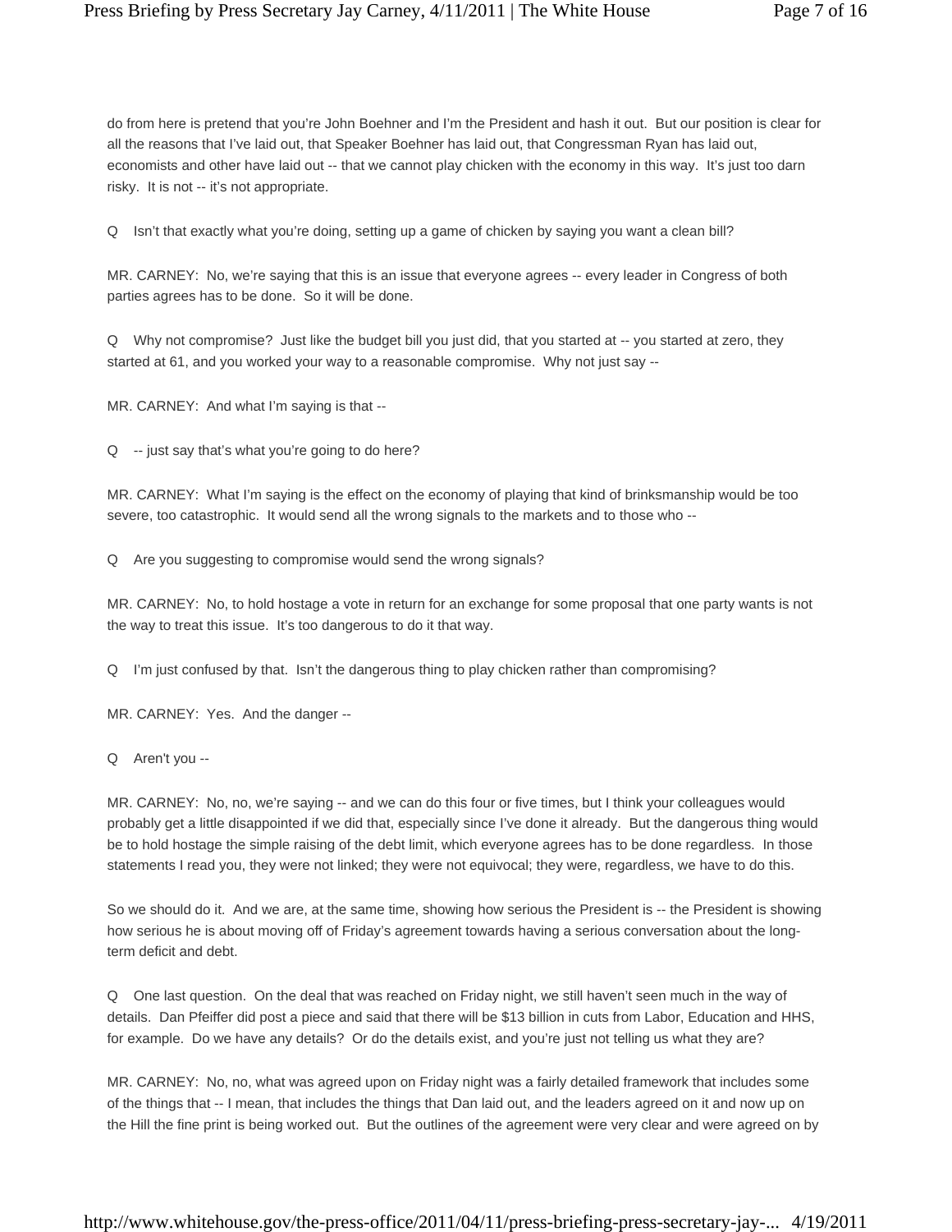do from here is pretend that you're John Boehner and I'm the President and hash it out. But our position is clear for all the reasons that I've laid out, that Speaker Boehner has laid out, that Congressman Ryan has laid out, economists and other have laid out -- that we cannot play chicken with the economy in this way. It's just too darn risky. It is not -- it's not appropriate.

Q Isn't that exactly what you're doing, setting up a game of chicken by saying you want a clean bill?

MR. CARNEY: No, we're saying that this is an issue that everyone agrees -- every leader in Congress of both parties agrees has to be done. So it will be done.

Q Why not compromise? Just like the budget bill you just did, that you started at -- you started at zero, they started at 61, and you worked your way to a reasonable compromise. Why not just say --

MR. CARNEY: And what I'm saying is that --

Q -- just say that's what you're going to do here?

MR. CARNEY: What I'm saying is the effect on the economy of playing that kind of brinksmanship would be too severe, too catastrophic. It would send all the wrong signals to the markets and to those who --

Q Are you suggesting to compromise would send the wrong signals?

MR. CARNEY: No, to hold hostage a vote in return for an exchange for some proposal that one party wants is not the way to treat this issue. It's too dangerous to do it that way.

Q I'm just confused by that. Isn't the dangerous thing to play chicken rather than compromising?

MR. CARNEY: Yes. And the danger --

Q Aren't you --

MR. CARNEY: No, no, we're saying -- and we can do this four or five times, but I think your colleagues would probably get a little disappointed if we did that, especially since I've done it already. But the dangerous thing would be to hold hostage the simple raising of the debt limit, which everyone agrees has to be done regardless. In those statements I read you, they were not linked; they were not equivocal; they were, regardless, we have to do this.

So we should do it. And we are, at the same time, showing how serious the President is -- the President is showing how serious he is about moving off of Friday's agreement towards having a serious conversation about the long-term deficit and debt.

Q One last question. On the deal that was reached on Friday night, we still haven't seen much in the way of details. Dan Pfeiffer did post a piece and said that there will be $13 billion in cuts from Labor, Education and HHS, for example. Do we have any details? Or do the details exist, and you're just not telling us what they are?

MR. CARNEY: No, no, what was agreed upon on Friday night was a fairly detailed framework that includes some of the things that -- I mean, that includes the things that Dan laid out, and the leaders agreed on it and now up on the Hill the fine print is being worked out. But the outlines of the agreement were very clear and were agreed on by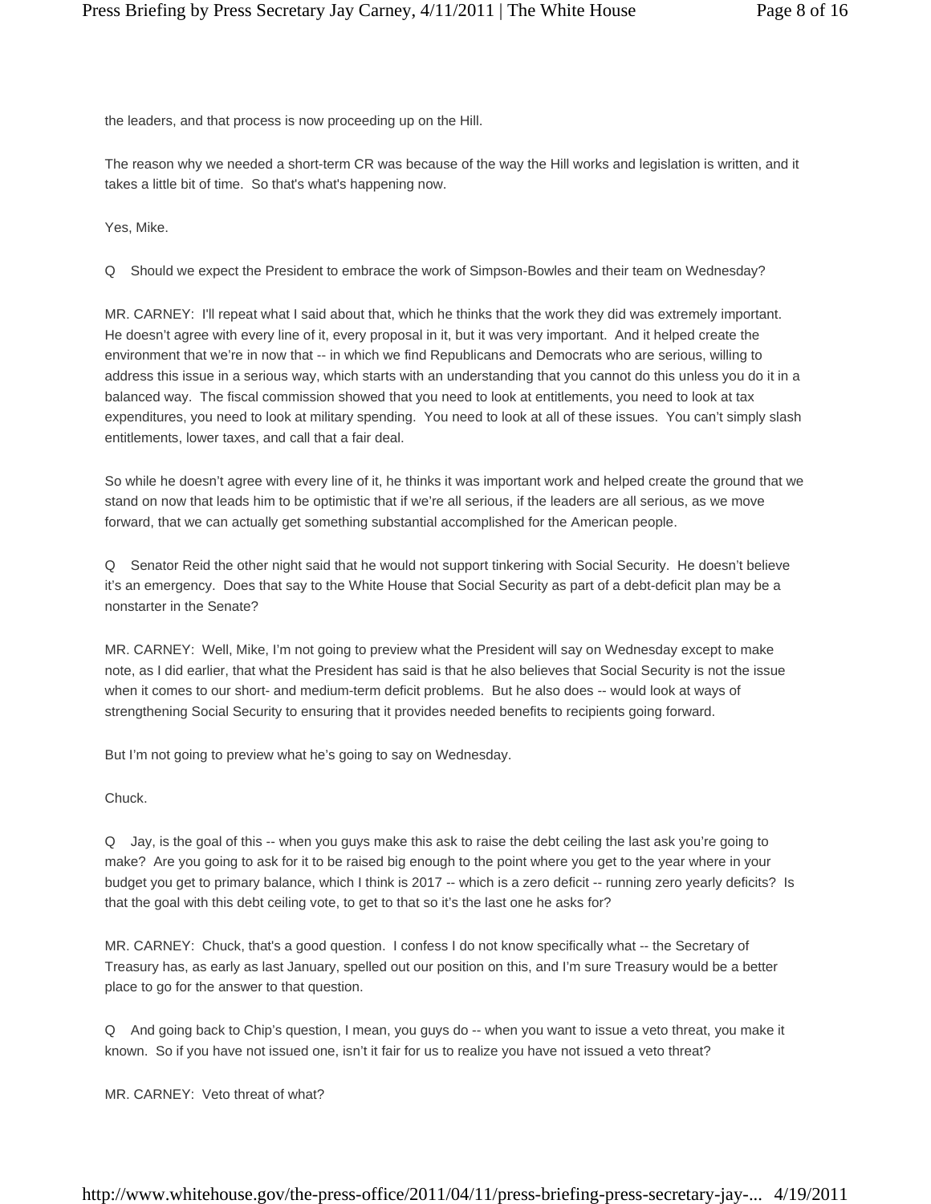the leaders, and that process is now proceeding up on the Hill.

The reason why we needed a short-term CR was because of the way the Hill works and legislation is written, and it takes a little bit of time. So that's what's happening now.

Yes, Mike.

Q Should we expect the President to embrace the work of Simpson-Bowles and their team on Wednesday?

MR. CARNEY: I'll repeat what I said about that, which he thinks that the work they did was extremely important. He doesn't agree with every line of it, every proposal in it, but it was very important. And it helped create the environment that we're in now that -- in which we find Republicans and Democrats who are serious, willing to address this issue in a serious way, which starts with an understanding that you cannot do this unless you do it in a balanced way. The fiscal commission showed that you need to look at entitlements, you need to look at tax expenditures, you need to look at military spending. You need to look at all of these issues. You can't simply slash entitlements, lower taxes, and call that a fair deal.

So while he doesn't agree with every line of it, he thinks it was important work and helped create the ground that we stand on now that leads him to be optimistic that if we're all serious, if the leaders are all serious, as we move forward, that we can actually get something substantial accomplished for the American people.

Q Senator Reid the other night said that he would not support tinkering with Social Security. He doesn't believe it's an emergency. Does that say to the White House that Social Security as part of a debt-deficit plan may be a nonstarter in the Senate?

MR. CARNEY: Well, Mike, I'm not going to preview what the President will say on Wednesday except to make note, as I did earlier, that what the President has said is that he also believes that Social Security is not the issue when it comes to our short- and medium-term deficit problems. But he also does -- would look at ways of strengthening Social Security to ensuring that it provides needed benefits to recipients going forward.

But I'm not going to preview what he's going to say on Wednesday.

Chuck.

Q Jay, is the goal of this -- when you guys make this ask to raise the debt ceiling the last ask you're going to make? Are you going to ask for it to be raised big enough to the point where you get to the year where in your budget you get to primary balance, which I think is 2017 -- which is a zero deficit -- running zero yearly deficits? Is that the goal with this debt ceiling vote, to get to that so it's the last one he asks for?

MR. CARNEY: Chuck, that's a good question. I confess I do not know specifically what -- the Secretary of Treasury has, as early as last January, spelled out our position on this, and I'm sure Treasury would be a better place to go for the answer to that question.

Q And going back to Chip's question, I mean, you guys do -- when you want to issue a veto threat, you make it known. So if you have not issued one, isn't it fair for us to realize you have not issued a veto threat?

MR. CARNEY: Veto threat of what?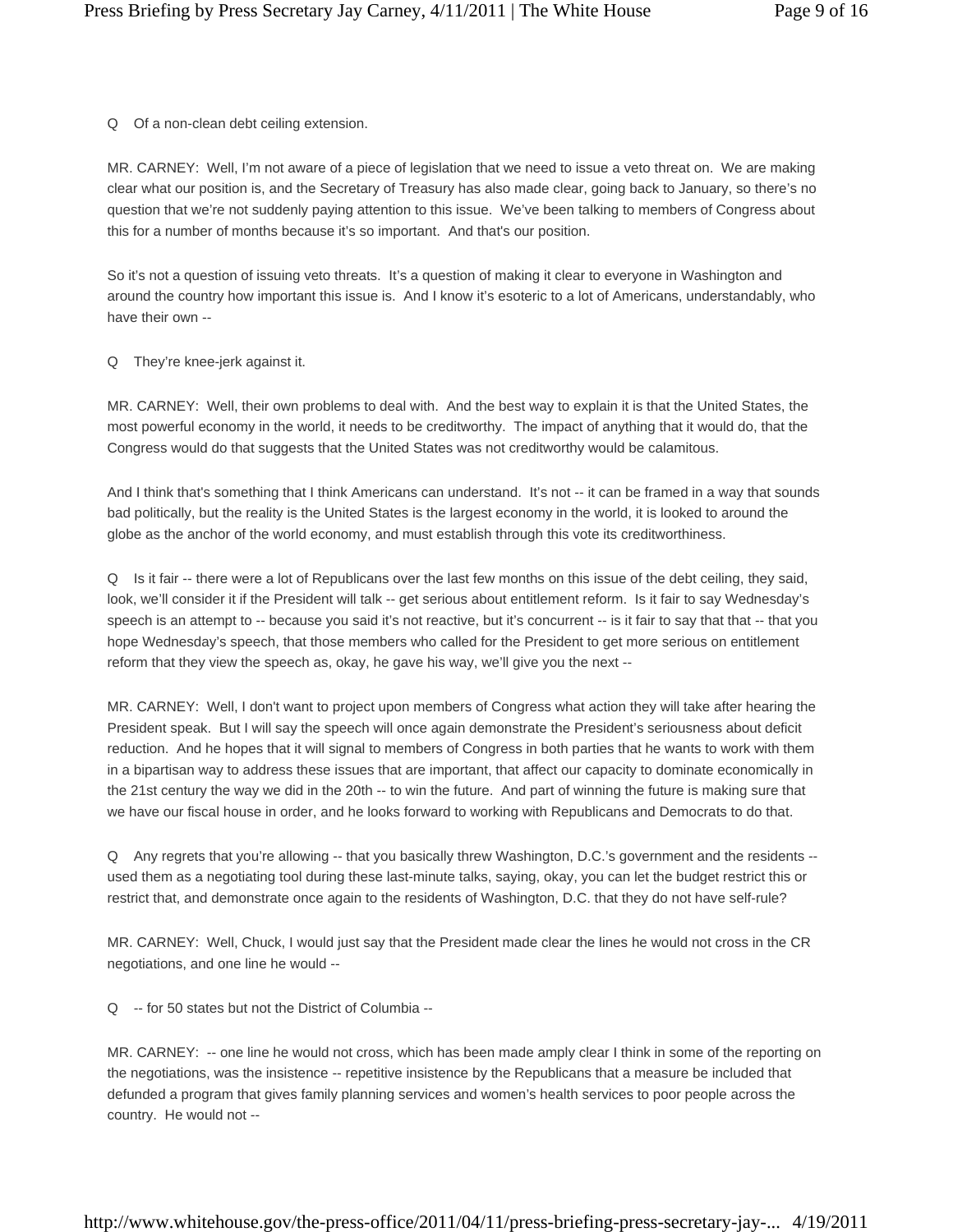Q Of a non-clean debt ceiling extension.

MR. CARNEY: Well, I'm not aware of a piece of legislation that we need to issue a veto threat on. We are making clear what our position is, and the Secretary of Treasury has also made clear, going back to January, so there's no question that we're not suddenly paying attention to this issue. We've been talking to members of Congress about this for a number of months because it's so important. And that's our position.

So it's not a question of issuing veto threats. It's a question of making it clear to everyone in Washington and around the country how important this issue is. And I know it's esoteric to a lot of Americans, understandably, who have their own --

Q They're knee-jerk against it.

MR. CARNEY: Well, their own problems to deal with. And the best way to explain it is that the United States, the most powerful economy in the world, it needs to be creditworthy. The impact of anything that it would do, that the Congress would do that suggests that the United States was not creditworthy would be calamitous.

And I think that's something that I think Americans can understand. It's not -- it can be framed in a way that sounds bad politically, but the reality is the United States is the largest economy in the world, it is looked to around the globe as the anchor of the world economy, and must establish through this vote its creditworthiness.

Q Is it fair -- there were a lot of Republicans over the last few months on this issue of the debt ceiling, they said, look, we'll consider it if the President will talk -- get serious about entitlement reform. Is it fair to say Wednesday's speech is an attempt to -- because you said it's not reactive, but it's concurrent -- is it fair to say that that -- that you hope Wednesday's speech, that those members who called for the President to get more serious on entitlement reform that they view the speech as, okay, he gave his way, we'll give you the next --

MR. CARNEY: Well, I don't want to project upon members of Congress what action they will take after hearing the President speak. But I will say the speech will once again demonstrate the President's seriousness about deficit reduction. And he hopes that it will signal to members of Congress in both parties that he wants to work with them in a bipartisan way to address these issues that are important, that affect our capacity to dominate economically in the 21st century the way we did in the 20th -- to win the future. And part of winning the future is making sure that we have our fiscal house in order, and he looks forward to working with Republicans and Democrats to do that.

Q Any regrets that you're allowing -- that you basically threw Washington, D.C.'s government and the residents -- used them as a negotiating tool during these last-minute talks, saying, okay, you can let the budget restrict this or restrict that, and demonstrate once again to the residents of Washington, D.C. that they do not have self-rule?

MR. CARNEY: Well, Chuck, I would just say that the President made clear the lines he would not cross in the CR negotiations, and one line he would --

Q -- for 50 states but not the District of Columbia --

MR. CARNEY: -- one line he would not cross, which has been made amply clear I think in some of the reporting on the negotiations, was the insistence -- repetitive insistence by the Republicans that a measure be included that defunded a program that gives family planning services and women's health services to poor people across the country. He would not --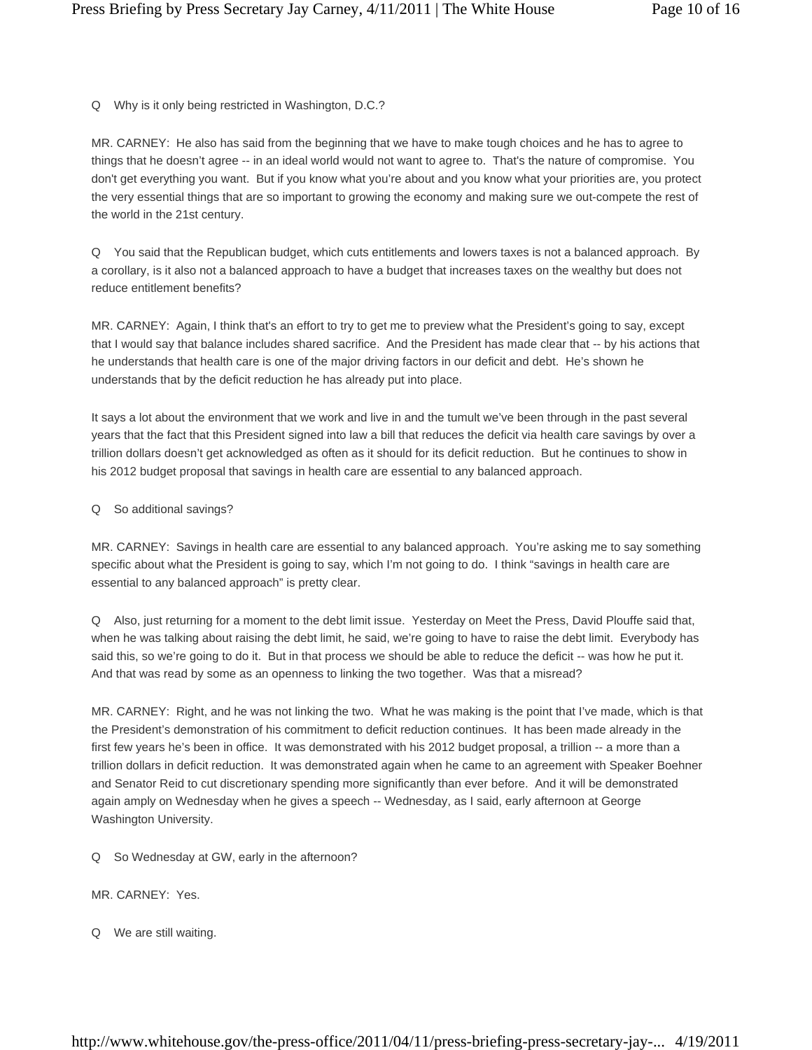Q Why is it only being restricted in Washington, D.C.?

MR. CARNEY: He also has said from the beginning that we have to make tough choices and he has to agree to things that he doesn't agree -- in an ideal world would not want to agree to. That's the nature of compromise. You don't get everything you want. But if you know what you're about and you know what your priorities are, you protect the very essential things that are so important to growing the economy and making sure we out-compete the rest of the world in the 21st century.

Q You said that the Republican budget, which cuts entitlements and lowers taxes is not a balanced approach. By a corollary, is it also not a balanced approach to have a budget that increases taxes on the wealthy but does not reduce entitlement benefits?

MR. CARNEY: Again, I think that's an effort to try to get me to preview what the President's going to say, except that I would say that balance includes shared sacrifice. And the President has made clear that -- by his actions that he understands that health care is one of the major driving factors in our deficit and debt. He's shown he understands that by the deficit reduction he has already put into place.

It says a lot about the environment that we work and live in and the tumult we've been through in the past several years that the fact that this President signed into law a bill that reduces the deficit via health care savings by over a trillion dollars doesn't get acknowledged as often as it should for its deficit reduction. But he continues to show in his 2012 budget proposal that savings in health care are essential to any balanced approach.

Q So additional savings?

MR. CARNEY: Savings in health care are essential to any balanced approach. You're asking me to say something specific about what the President is going to say, which I'm not going to do. I think "savings in health care are essential to any balanced approach" is pretty clear.

Q Also, just returning for a moment to the debt limit issue. Yesterday on Meet the Press, David Plouffe said that, when he was talking about raising the debt limit, he said, we're going to have to raise the debt limit. Everybody has said this, so we're going to do it. But in that process we should be able to reduce the deficit -- was how he put it. And that was read by some as an openness to linking the two together. Was that a misread?

MR. CARNEY: Right, and he was not linking the two. What he was making is the point that I've made, which is that the President's demonstration of his commitment to deficit reduction continues. It has been made already in the first few years he's been in office. It was demonstrated with his 2012 budget proposal, a trillion -- a more than a trillion dollars in deficit reduction. It was demonstrated again when he came to an agreement with Speaker Boehner and Senator Reid to cut discretionary spending more significantly than ever before. And it will be demonstrated again amply on Wednesday when he gives a speech -- Wednesday, as I said, early afternoon at George Washington University.

Q So Wednesday at GW, early in the afternoon?

MR. CARNEY: Yes.

Q We are still waiting.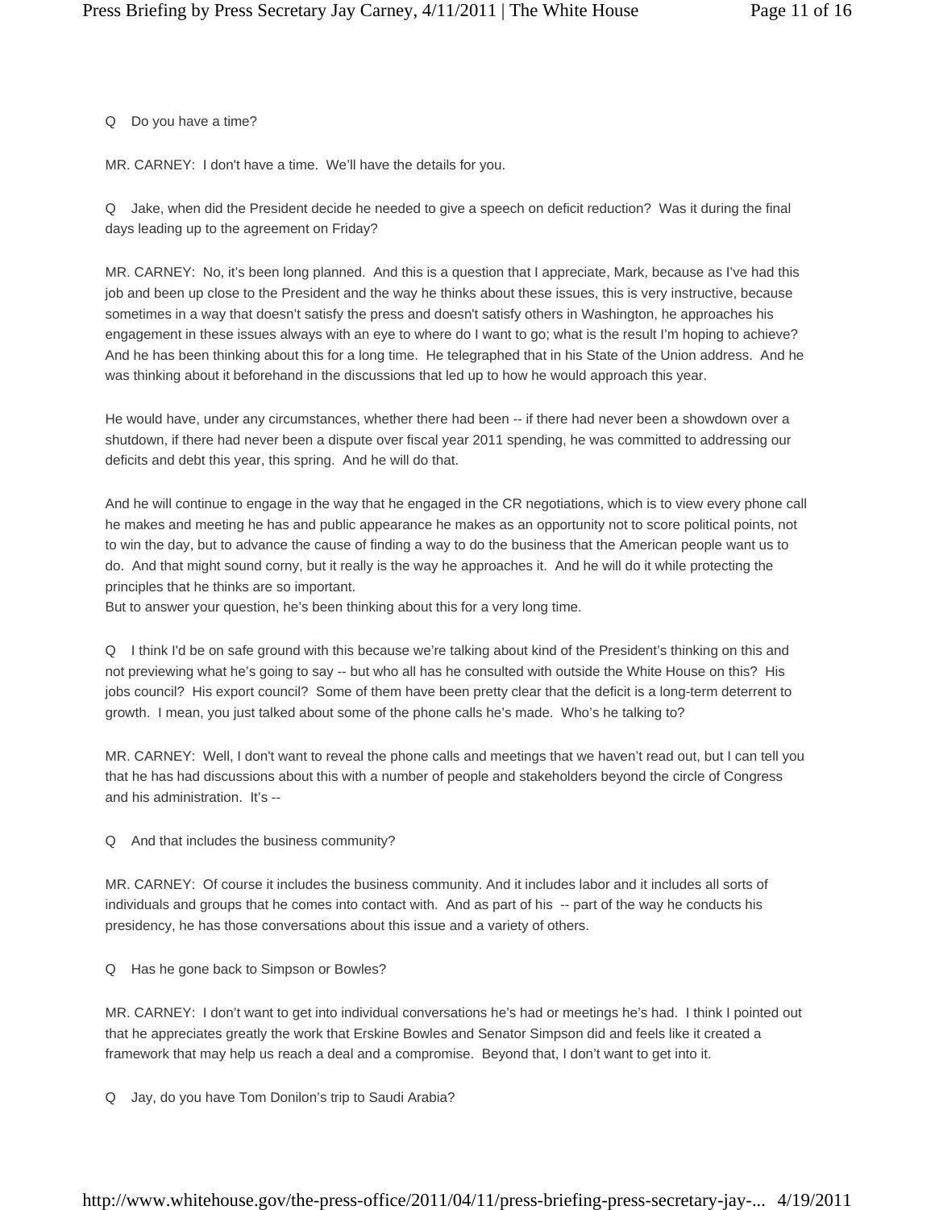Q Do you have a time?

MR. CARNEY: I don't have a time. We'll have the details for you.

Q Jake, when did the President decide he needed to give a speech on deficit reduction? Was it during the final days leading up to the agreement on Friday?

MR. CARNEY: No, it's been long planned. And this is a question that I appreciate, Mark, because as I've had this job and been up close to the President and the way he thinks about these issues, this is very instructive, because sometimes in a way that doesn't satisfy the press and doesn't satisfy others in Washington, he approaches his engagement in these issues always with an eye to where do I want to go; what is the result I'm hoping to achieve? And he has been thinking about this for a long time. He telegraphed that in his State of the Union address. And he was thinking about it beforehand in the discussions that led up to how he would approach this year.

He would have, under any circumstances, whether there had been -- if there had never been a showdown over a shutdown, if there had never been a dispute over fiscal year 2011 spending, he was committed to addressing our deficits and debt this year, this spring. And he will do that.

And he will continue to engage in the way that he engaged in the CR negotiations, which is to view every phone call he makes and meeting he has and public appearance he makes as an opportunity not to score political points, not to win the day, but to advance the cause of finding a way to do the business that the American people want us to do. And that might sound corny, but it really is the way he approaches it. And he will do it while protecting the principles that he thinks are so important.
But to answer your question, he's been thinking about this for a very long time.

Q I think I'd be on safe ground with this because we're talking about kind of the President's thinking on this and not previewing what he's going to say -- but who all has he consulted with outside the White House on this? His jobs council? His export council? Some of them have been pretty clear that the deficit is a long-term deterrent to growth. I mean, you just talked about some of the phone calls he's made. Who's he talking to?

MR. CARNEY: Well, I don't want to reveal the phone calls and meetings that we haven't read out, but I can tell you that he has had discussions about this with a number of people and stakeholders beyond the circle of Congress and his administration. It's --

Q And that includes the business community?

MR. CARNEY: Of course it includes the business community. And it includes labor and it includes all sorts of individuals and groups that he comes into contact with. And as part of his -- part of the way he conducts his presidency, he has those conversations about this issue and a variety of others.

Q Has he gone back to Simpson or Bowles?

MR. CARNEY: I don't want to get into individual conversations he's had or meetings he's had. I think I pointed out that he appreciates greatly the work that Erskine Bowles and Senator Simpson did and feels like it created a framework that may help us reach a deal and a compromise. Beyond that, I don't want to get into it.

Q Jay, do you have Tom Donilon's trip to Saudi Arabia?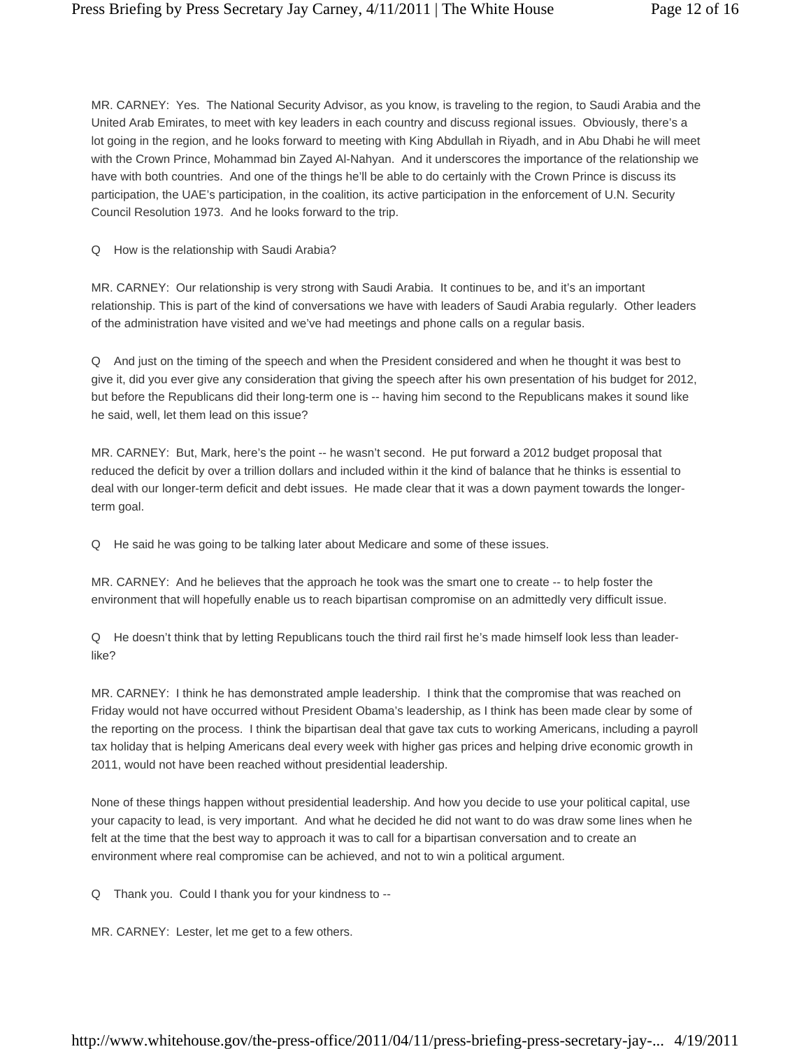MR. CARNEY: Yes. The National Security Advisor, as you know, is traveling to the region, to Saudi Arabia and the United Arab Emirates, to meet with key leaders in each country and discuss regional issues. Obviously, there's a lot going in the region, and he looks forward to meeting with King Abdullah in Riyadh, and in Abu Dhabi he will meet with the Crown Prince, Mohammad bin Zayed Al-Nahyan. And it underscores the importance of the relationship we have with both countries. And one of the things he'll be able to do certainly with the Crown Prince is discuss its participation, the UAE's participation, in the coalition, its active participation in the enforcement of U.N. Security Council Resolution 1973. And he looks forward to the trip.

Q How is the relationship with Saudi Arabia?

MR. CARNEY: Our relationship is very strong with Saudi Arabia. It continues to be, and it's an important relationship. This is part of the kind of conversations we have with leaders of Saudi Arabia regularly. Other leaders of the administration have visited and we've had meetings and phone calls on a regular basis.

Q And just on the timing of the speech and when the President considered and when he thought it was best to give it, did you ever give any consideration that giving the speech after his own presentation of his budget for 2012, but before the Republicans did their long-term one is -- having him second to the Republicans makes it sound like he said, well, let them lead on this issue?

MR. CARNEY: But, Mark, here's the point -- he wasn't second. He put forward a 2012 budget proposal that reduced the deficit by over a trillion dollars and included within it the kind of balance that he thinks is essential to deal with our longer-term deficit and debt issues. He made clear that it was a down payment towards the longer-term goal.

Q He said he was going to be talking later about Medicare and some of these issues.

MR. CARNEY: And he believes that the approach he took was the smart one to create -- to help foster the environment that will hopefully enable us to reach bipartisan compromise on an admittedly very difficult issue.

Q He doesn't think that by letting Republicans touch the third rail first he's made himself look less than leader-like?

MR. CARNEY: I think he has demonstrated ample leadership. I think that the compromise that was reached on Friday would not have occurred without President Obama's leadership, as I think has been made clear by some of the reporting on the process. I think the bipartisan deal that gave tax cuts to working Americans, including a payroll tax holiday that is helping Americans deal every week with higher gas prices and helping drive economic growth in 2011, would not have been reached without presidential leadership.

None of these things happen without presidential leadership. And how you decide to use your political capital, use your capacity to lead, is very important. And what he decided he did not want to do was draw some lines when he felt at the time that the best way to approach it was to call for a bipartisan conversation and to create an environment where real compromise can be achieved, and not to win a political argument.

Q Thank you. Could I thank you for your kindness to --

MR. CARNEY: Lester, let me get to a few others.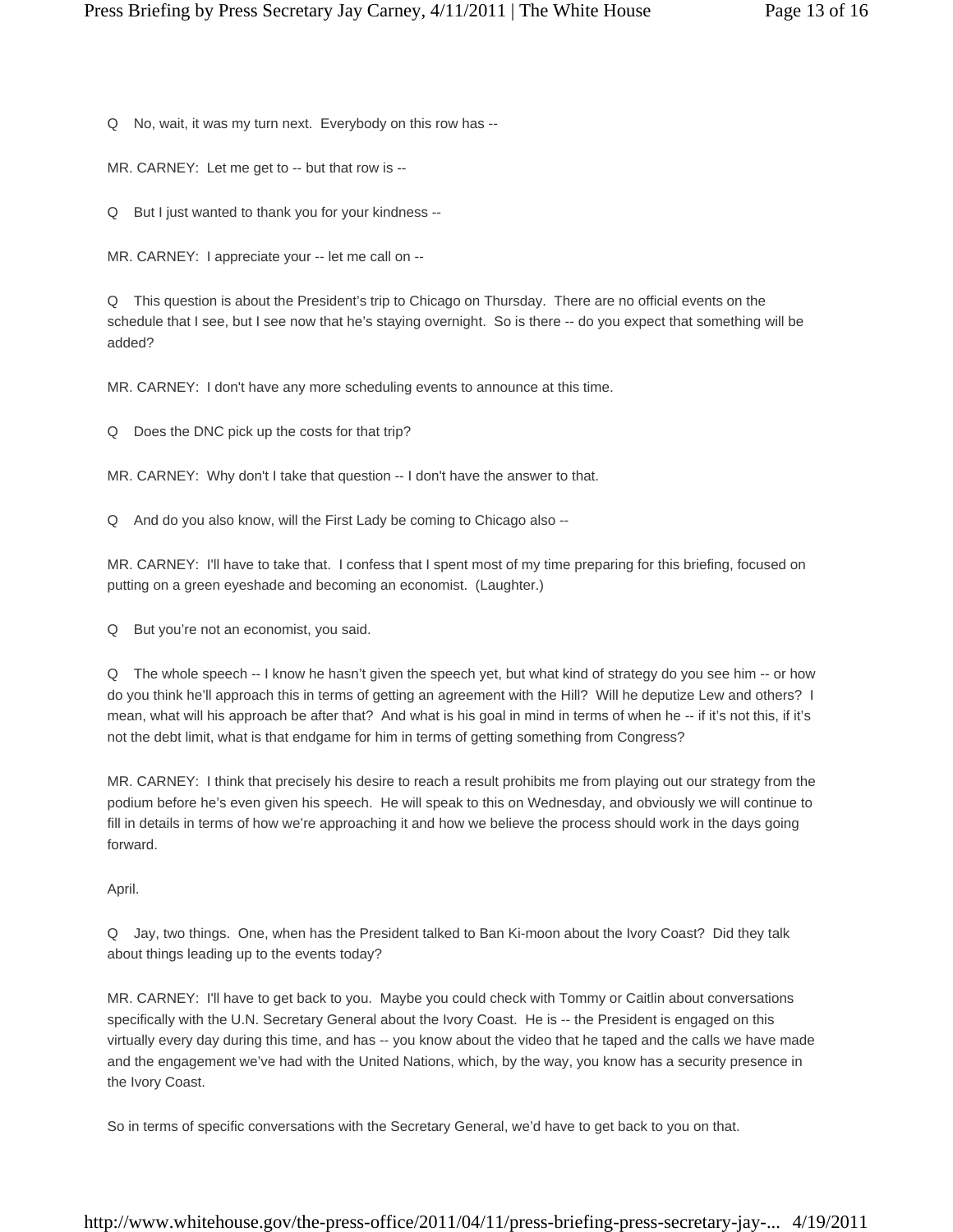Q No, wait, it was my turn next. Everybody on this row has --

MR. CARNEY: Let me get to -- but that row is --

Q But I just wanted to thank you for your kindness --

MR. CARNEY: I appreciate your -- let me call on --

Q This question is about the President's trip to Chicago on Thursday. There are no official events on the schedule that I see, but I see now that he's staying overnight. So is there -- do you expect that something will be added?

MR. CARNEY: I don't have any more scheduling events to announce at this time.

Q Does the DNC pick up the costs for that trip?

MR. CARNEY: Why don't I take that question -- I don't have the answer to that.

Q And do you also know, will the First Lady be coming to Chicago also --

MR. CARNEY: I'll have to take that. I confess that I spent most of my time preparing for this briefing, focused on putting on a green eyeshade and becoming an economist. (Laughter.)

Q But you're not an economist, you said.

Q The whole speech -- I know he hasn't given the speech yet, but what kind of strategy do you see him -- or how do you think he'll approach this in terms of getting an agreement with the Hill? Will he deputize Lew and others? I mean, what will his approach be after that? And what is his goal in mind in terms of when he -- if it's not this, if it's not the debt limit, what is that endgame for him in terms of getting something from Congress?

MR. CARNEY: I think that precisely his desire to reach a result prohibits me from playing out our strategy from the podium before he's even given his speech. He will speak to this on Wednesday, and obviously we will continue to fill in details in terms of how we're approaching it and how we believe the process should work in the days going forward.

April.

Q Jay, two things. One, when has the President talked to Ban Ki-moon about the Ivory Coast? Did they talk about things leading up to the events today?

MR. CARNEY: I'll have to get back to you. Maybe you could check with Tommy or Caitlin about conversations specifically with the U.N. Secretary General about the Ivory Coast. He is -- the President is engaged on this virtually every day during this time, and has -- you know about the video that he taped and the calls we have made and the engagement we've had with the United Nations, which, by the way, you know has a security presence in the Ivory Coast.

So in terms of specific conversations with the Secretary General, we'd have to get back to you on that.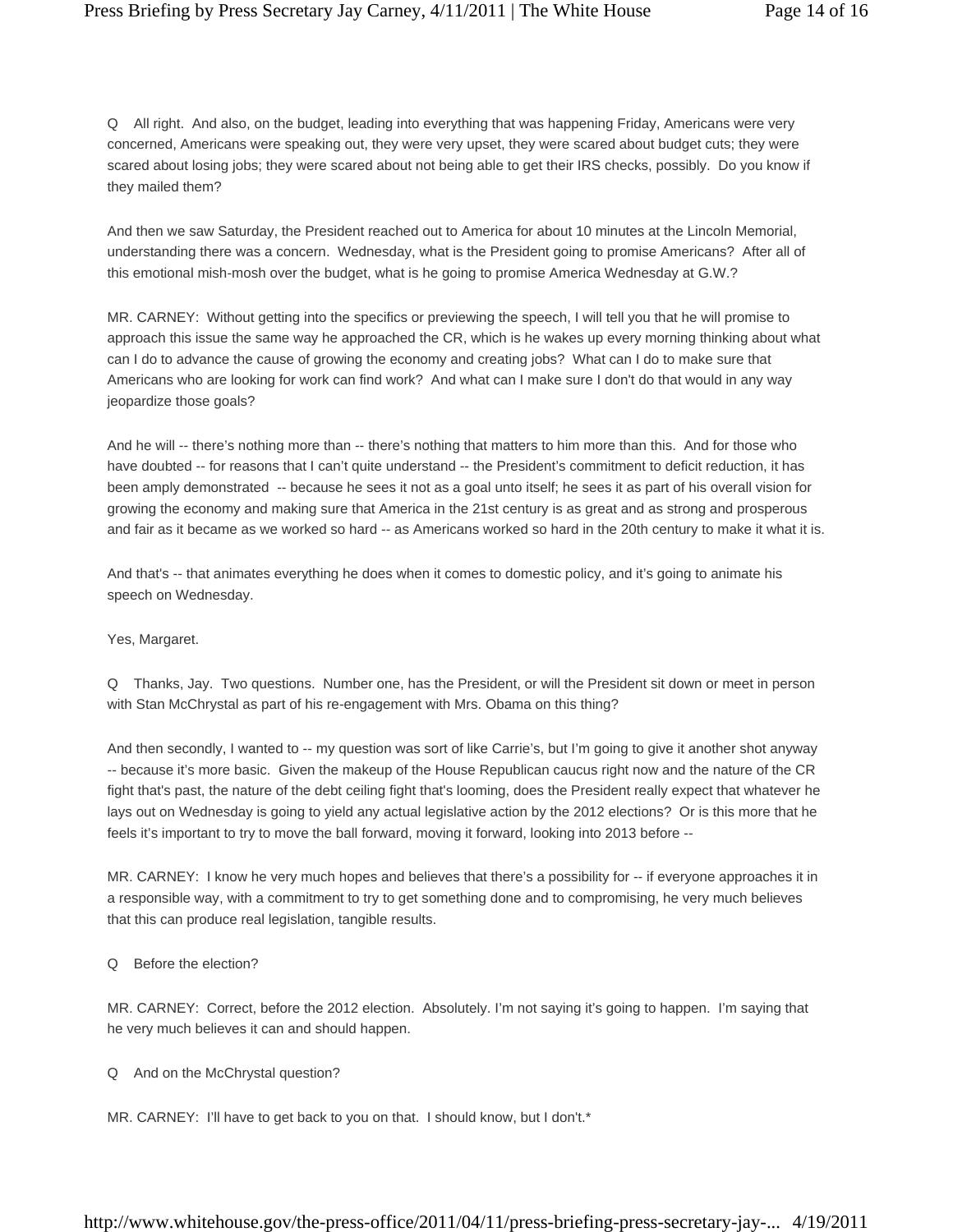Q All right. And also, on the budget, leading into everything that was happening Friday, Americans were very concerned, Americans were speaking out, they were very upset, they were scared about budget cuts; they were scared about losing jobs; they were scared about not being able to get their IRS checks, possibly. Do you know if they mailed them?

And then we saw Saturday, the President reached out to America for about 10 minutes at the Lincoln Memorial, understanding there was a concern. Wednesday, what is the President going to promise Americans? After all of this emotional mish-mosh over the budget, what is he going to promise America Wednesday at G.W.?

MR. CARNEY: Without getting into the specifics or previewing the speech, I will tell you that he will promise to approach this issue the same way he approached the CR, which is he wakes up every morning thinking about what can I do to advance the cause of growing the economy and creating jobs? What can I do to make sure that Americans who are looking for work can find work? And what can I make sure I don't do that would in any way jeopardize those goals?

And he will -- there's nothing more than -- there's nothing that matters to him more than this. And for those who have doubted -- for reasons that I can't quite understand -- the President's commitment to deficit reduction, it has been amply demonstrated -- because he sees it not as a goal unto itself; he sees it as part of his overall vision for growing the economy and making sure that America in the 21st century is as great and as strong and prosperous and fair as it became as we worked so hard -- as Americans worked so hard in the 20th century to make it what it is.

And that's -- that animates everything he does when it comes to domestic policy, and it's going to animate his speech on Wednesday.

Yes, Margaret.

Q Thanks, Jay. Two questions. Number one, has the President, or will the President sit down or meet in person with Stan McChrystal as part of his re-engagement with Mrs. Obama on this thing?

And then secondly, I wanted to -- my question was sort of like Carrie's, but I'm going to give it another shot anyway -- because it's more basic. Given the makeup of the House Republican caucus right now and the nature of the CR fight that's past, the nature of the debt ceiling fight that's looming, does the President really expect that whatever he lays out on Wednesday is going to yield any actual legislative action by the 2012 elections? Or is this more that he feels it's important to try to move the ball forward, moving it forward, looking into 2013 before --

MR. CARNEY: I know he very much hopes and believes that there's a possibility for -- if everyone approaches it in a responsible way, with a commitment to try to get something done and to compromising, he very much believes that this can produce real legislation, tangible results.

Q Before the election?

MR. CARNEY: Correct, before the 2012 election. Absolutely. I'm not saying it's going to happen. I'm saying that he very much believes it can and should happen.

Q And on the McChrystal question?

MR. CARNEY: I'll have to get back to you on that. I should know, but I don't.*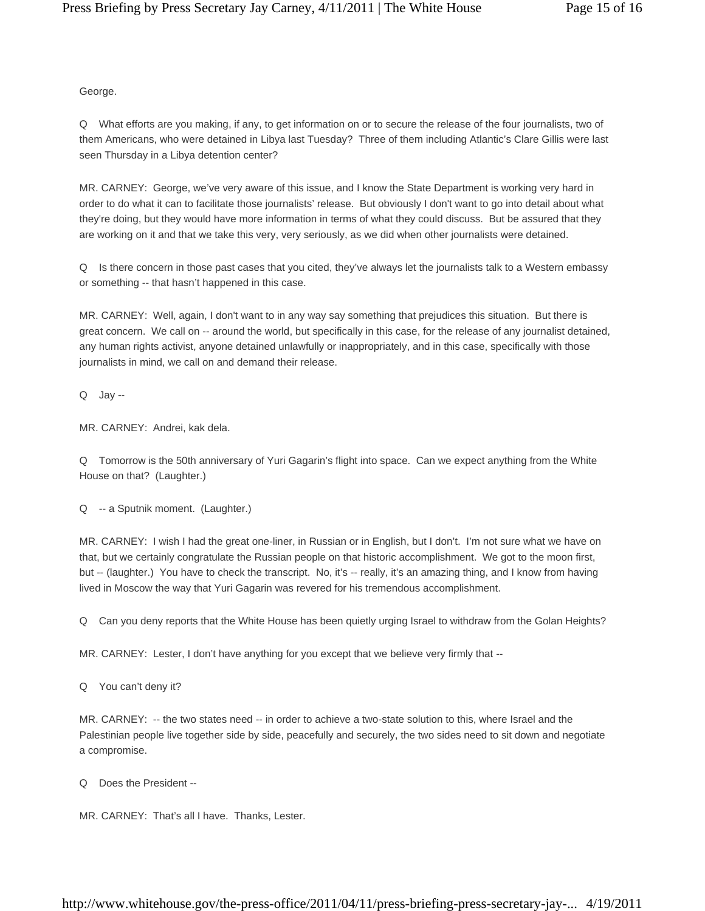George.

Q What efforts are you making, if any, to get information on or to secure the release of the four journalists, two of them Americans, who were detained in Libya last Tuesday? Three of them including Atlantic's Clare Gillis were last seen Thursday in a Libya detention center?

MR. CARNEY: George, we've very aware of this issue, and I know the State Department is working very hard in order to do what it can to facilitate those journalists' release. But obviously I don't want to go into detail about what they're doing, but they would have more information in terms of what they could discuss. But be assured that they are working on it and that we take this very, very seriously, as we did when other journalists were detained.

Q Is there concern in those past cases that you cited, they've always let the journalists talk to a Western embassy or something -- that hasn't happened in this case.

MR. CARNEY: Well, again, I don't want to in any way say something that prejudices this situation. But there is great concern. We call on -- around the world, but specifically in this case, for the release of any journalist detained, any human rights activist, anyone detained unlawfully or inappropriately, and in this case, specifically with those journalists in mind, we call on and demand their release.

Q Jay --

MR. CARNEY: Andrei, kak dela.

Q Tomorrow is the 50th anniversary of Yuri Gagarin's flight into space. Can we expect anything from the White House on that? (Laughter.)

Q -- a Sputnik moment. (Laughter.)

MR. CARNEY: I wish I had the great one-liner, in Russian or in English, but I don't. I'm not sure what we have on that, but we certainly congratulate the Russian people on that historic accomplishment. We got to the moon first, but -- (laughter.) You have to check the transcript. No, it's -- really, it's an amazing thing, and I know from having lived in Moscow the way that Yuri Gagarin was revered for his tremendous accomplishment.

Q Can you deny reports that the White House has been quietly urging Israel to withdraw from the Golan Heights?

MR. CARNEY: Lester, I don't have anything for you except that we believe very firmly that --

Q You can't deny it?

MR. CARNEY: -- the two states need -- in order to achieve a two-state solution to this, where Israel and the Palestinian people live together side by side, peacefully and securely, the two sides need to sit down and negotiate a compromise.

Q Does the President --

MR. CARNEY: That's all I have. Thanks, Lester.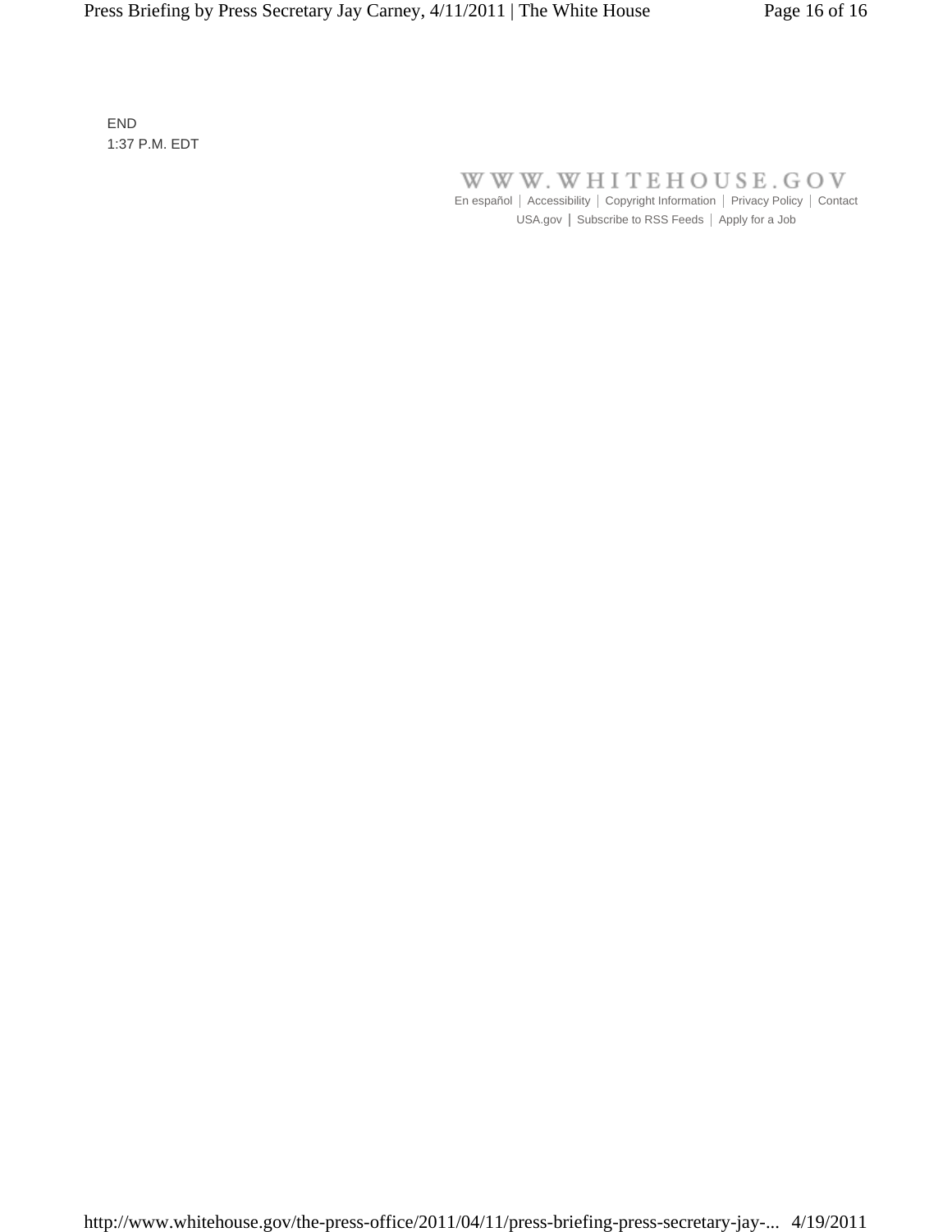END
1:37 P.M. EDT

WWW.WHITEHOUSE.GOV

En español | Accessibility | Copyright Information | Privacy Policy | Contact
USA.gov | Subscribe to RSS Feeds | Apply for a Job